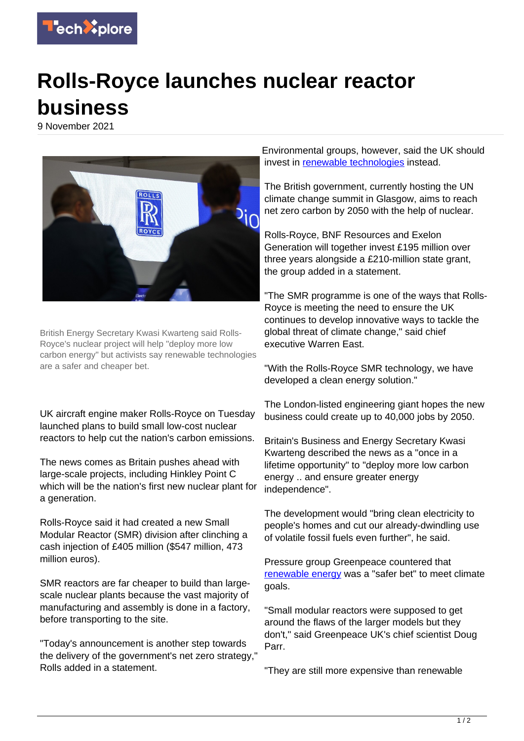# Rolls-Royce launches nuclear reactor business

9 November 2021

British Energy Secretary Kwasi Kwarteng said Rolls-Royce's nuclear project will help "deploy more low carbon energy" but activists say renewable technologies are a safer and cheaper bet.

UK aircraft engine maker Rolls-Royce on Tuesday launched plans to build small low-cost nuclear reactors to help cut the nation's carbon emissions.

The news comes as Britain pushes ahead with large-scale projects, including Hinkley Point C which will be the nation's first new nuclear plant for a generation.

Rolls-Royce said it had created a new Small Modular Reactor (SMR) division after clinching a cash injection of £405 million ($547 million, 473 million euros).

SMR reactors are far cheaper to build than large-scale nuclear plants because the vast majority of manufacturing and assembly is done in a factory, before transporting to the site.

"Today's announcement is another step towards the delivery of the government's net zero strategy," Rolls added in a statement.

Environmental groups, however, said the UK should invest in renewable technologies instead.

The British government, currently hosting the UN climate change summit in Glasgow, aims to reach net zero carbon by 2050 with the help of nuclear.

Rolls-Royce, BNF Resources and Exelon Generation will together invest £195 million over three years alongside a £210-million state grant, the group added in a statement.

"The SMR programme is one of the ways that Rolls-Royce is meeting the need to ensure the UK continues to develop innovative ways to tackle the global threat of climate change," said chief executive Warren East.

"With the Rolls-Royce SMR technology, we have developed a clean energy solution."

The London-listed engineering giant hopes the new business could create up to 40,000 jobs by 2050.

Britain's Business and Energy Secretary Kwasi Kwarteng described the news as a "once in a lifetime opportunity" to "deploy more low carbon energy .. and ensure greater energy independence".

The development would "bring clean electricity to people's homes and cut our already-dwindling use of volatile fossil fuels even further", he said.

Pressure group Greenpeace countered that renewable energy was a "safer bet" to meet climate goals.

"Small modular reactors were supposed to get around the flaws of the larger models but they don't," said Greenpeace UK's chief scientist Doug Parr.

"They are still more expensive than renewable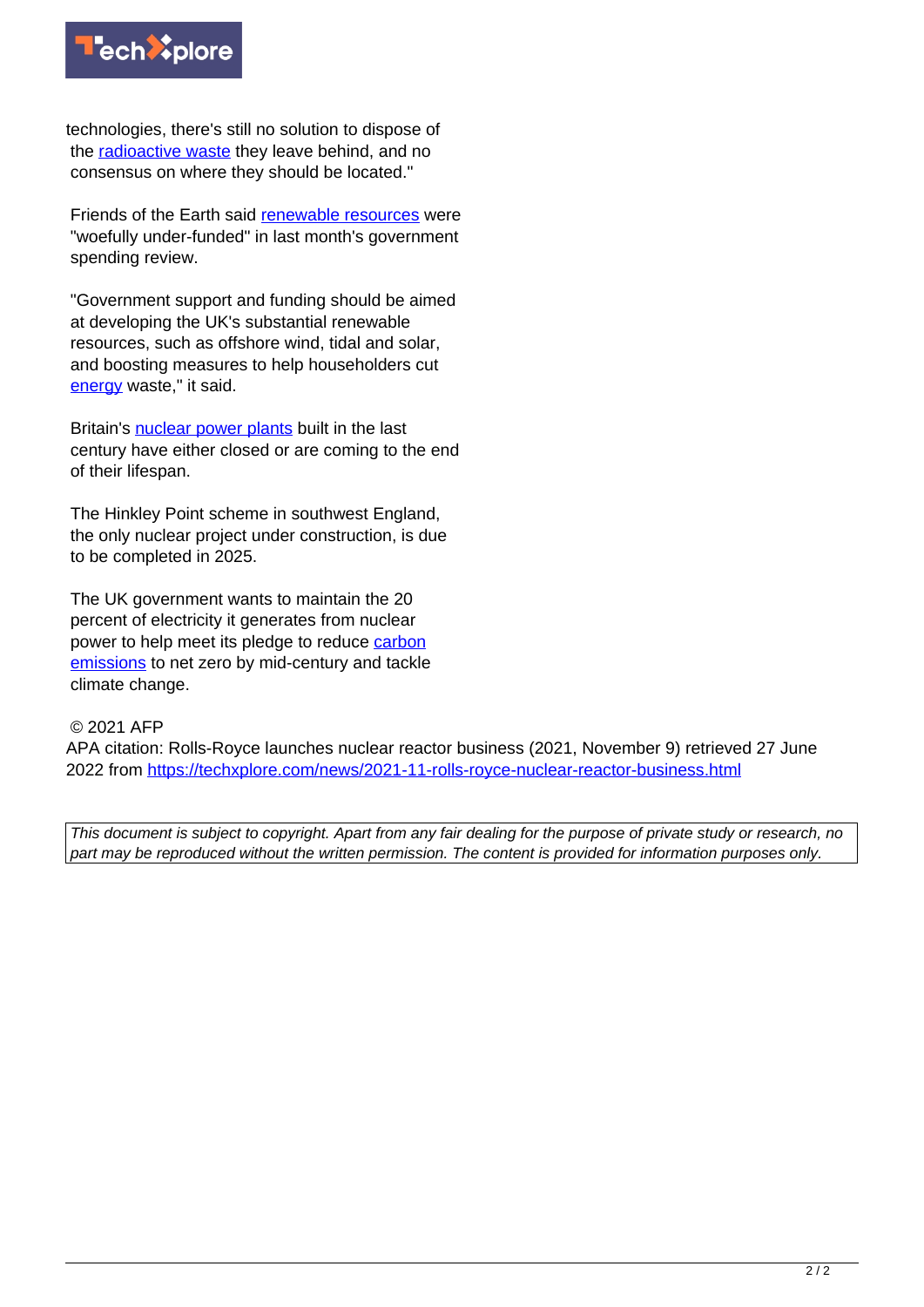technologies, there's still no solution to dispose of the radioactive waste they leave behind, and no consensus on where they should be located."

Friends of the Earth said renewable resources were "woefully under-funded" in last month's government spending review.

"Government support and funding should be aimed at developing the UK's substantial renewable resources, such as offshore wind, tidal and solar, and boosting measures to help householders cut energy waste," it said.

Britain's nuclear power plants built in the last century have either closed or are coming to the end of their lifespan.

The Hinkley Point scheme in southwest England, the only nuclear project under construction, is due to be completed in 2025.

The UK government wants to maintain the 20 percent of electricity it generates from nuclear power to help meet its pledge to reduce carbon emissions to net zero by mid-century and tackle climate change.

© 2021 AFP

APA citation: Rolls-Royce launches nuclear reactor business (2021, November 9) retrieved 27 June 2022 from https://techxplore.com/news/2021-11-rolls-royce-nuclear-reactor-business.html

*This document is subject to copyright. Apart from any fair dealing for the purpose of private study or research, no part may be reproduced without the written permission. The content is provided for information purposes only.*